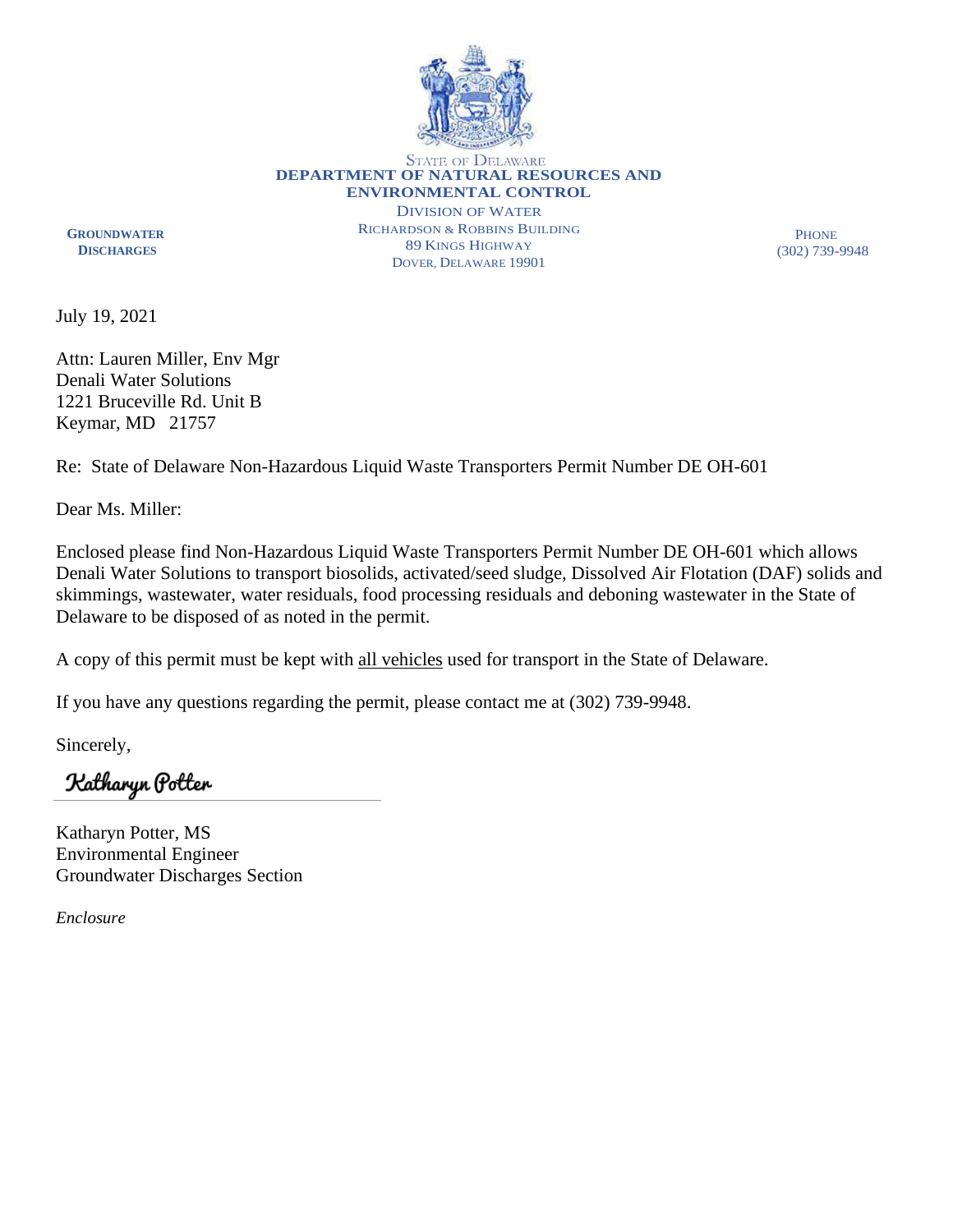STATE OF DELAWARE
**DEPARTMENT OF NATURAL RESOURCES AND ENVIRONMENTAL CONTROL**
DIVISION OF WATER
RICHARDSON & ROBBINS BUILDING
89 KINGS HIGHWAY
DOVER, DELAWARE 19901

**GROUNDWATER DISCHARGES**

PHONE
(302) 739-9948

July 19, 2021

Attn: Lauren Miller, Env Mgr
Denali Water Solutions
1221 Bruceville Rd. Unit B
Keymar, MD 21757

Re: State of Delaware Non-Hazardous Liquid Waste Transporters Permit Number DE OH-601

Dear Ms. Miller:

Enclosed please find Non-Hazardous Liquid Waste Transporters Permit Number DE OH-601 which allows Denali Water Solutions to transport biosolids, activated/seed sludge, Dissolved Air Flotation (DAF) solids and skimmings, wastewater, water residuals, food processing residuals and deboning wastewater in the State of Delaware to be disposed of as noted in the permit.

A copy of this permit must be kept with all vehicles used for transport in the State of Delaware.

If you have any questions regarding the permit, please contact me at (302) 739-9948.

Sincerely,

Katharyn Potter

Katharyn Potter, MS
Environmental Engineer
Groundwater Discharges Section

*Enclosure*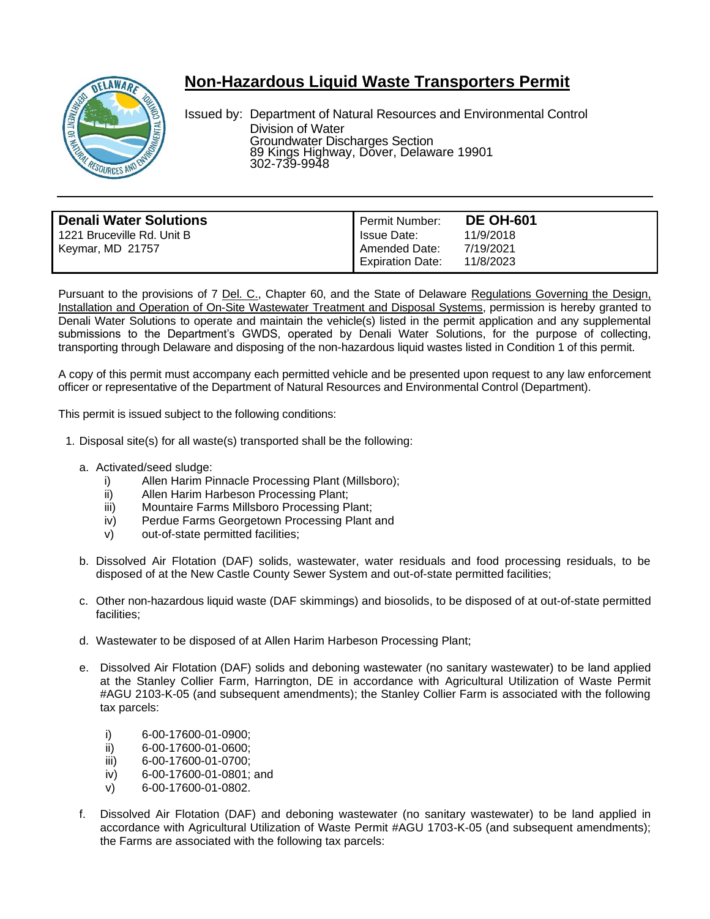# Non-Hazardous Liquid Waste Transporters Permit

Issued by: Department of Natural Resources and Environmental Control
Division of Water
Groundwater Discharges Section
89 Kings Highway, Dover, Delaware 19901
302-739-9948

| **Denali Water Solutions** | Permit Number: | **DE OH-601** |
| --- | --- | --- |
| 1221 Bruceville Rd. Unit B | Issue Date: | 11/9/2018 |
| Keymar, MD 21757 | Amended Date: | 7/19/2021 |
| | Expiration Date: | 11/8/2023 |

Pursuant to the provisions of 7 Del. C., Chapter 60, and the State of Delaware Regulations Governing the Design, Installation and Operation of On-Site Wastewater Treatment and Disposal Systems, permission is hereby granted to Denali Water Solutions to operate and maintain the vehicle(s) listed in the permit application and any supplemental submissions to the Department's GWDS, operated by Denali Water Solutions, for the purpose of collecting, transporting through Delaware and disposing of the non-hazardous liquid wastes listed in Condition 1 of this permit.

A copy of this permit must accompany each permitted vehicle and be presented upon request to any law enforcement officer or representative of the Department of Natural Resources and Environmental Control (Department).

This permit is issued subject to the following conditions:

1. Disposal site(s) for all waste(s) transported shall be the following:

   a. Activated/seed sludge:
      - i) Allen Harim Pinnacle Processing Plant (Millsboro);
      - ii) Allen Harim Harbeson Processing Plant;
      - iii) Mountaire Farms Millsboro Processing Plant;
      - iv) Perdue Farms Georgetown Processing Plant and
      - v) out-of-state permitted facilities;

   b. Dissolved Air Flotation (DAF) solids, wastewater, water residuals and food processing residuals, to be disposed of at the New Castle County Sewer System and out-of-state permitted facilities;

   c. Other non-hazardous liquid waste (DAF skimmings) and biosolids, to be disposed of at out-of-state permitted facilities;

   d. Wastewater to be disposed of at Allen Harim Harbeson Processing Plant;

   e. Dissolved Air Flotation (DAF) solids and deboning wastewater (no sanitary wastewater) to be land applied at the Stanley Collier Farm, Harrington, DE in accordance with Agricultural Utilization of Waste Permit #AGU 2103-K-05 (and subsequent amendments); the Stanley Collier Farm is associated with the following tax parcels:
      - i) 6-00-17600-01-0900;
      - ii) 6-00-17600-01-0600;
      - iii) 6-00-17600-01-0700;
      - iv) 6-00-17600-01-0801; and
      - v) 6-00-17600-01-0802.

   f. Dissolved Air Flotation (DAF) and deboning wastewater (no sanitary wastewater) to be land applied in accordance with Agricultural Utilization of Waste Permit #AGU 1703-K-05 (and subsequent amendments); the Farms are associated with the following tax parcels: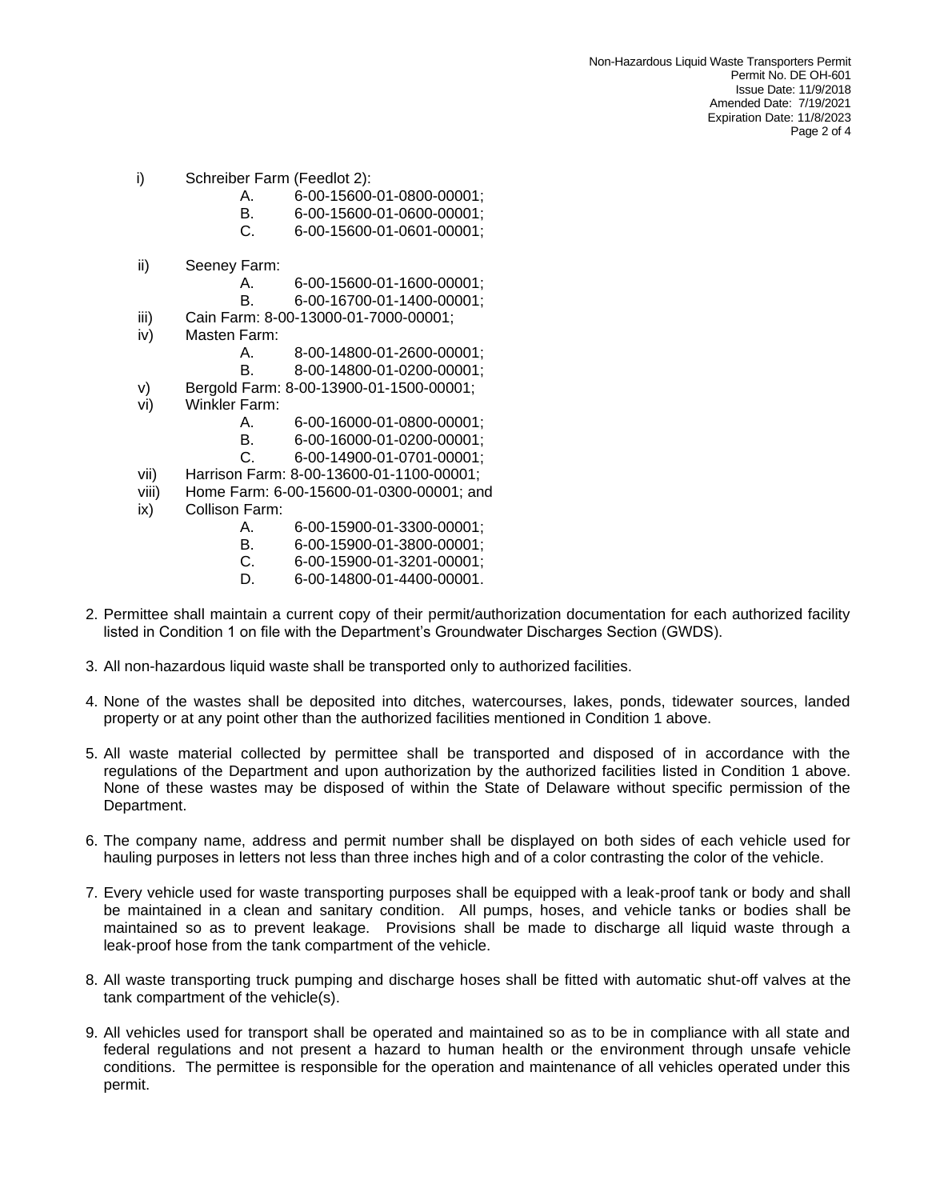i) Schreiber Farm (Feedlot 2):
   - A. 6-00-15600-01-0800-00001;
   - B. 6-00-15600-01-0600-00001;
   - C. 6-00-15600-01-0601-00001;

ii) Seeney Farm:
   - A. 6-00-15600-01-1600-00001;
   - B. 6-00-16700-01-1400-00001;

iii) Cain Farm: 8-00-13000-01-7000-00001;

iv) Masten Farm:
   - A. 8-00-14800-01-2600-00001;
   - B. 8-00-14800-01-0200-00001;

v) Bergold Farm: 8-00-13900-01-1500-00001;

vi) Winkler Farm:
   - A. 6-00-16000-01-0800-00001;
   - B. 6-00-16000-01-0200-00001;
   - C. 6-00-14900-01-0701-00001;

vii) Harrison Farm: 8-00-13600-01-1100-00001;

viii) Home Farm: 6-00-15600-01-0300-00001; and

ix) Collison Farm:
   - A. 6-00-15900-01-3300-00001;
   - B. 6-00-15900-01-3800-00001;
   - C. 6-00-15900-01-3201-00001;
   - D. 6-00-14800-01-4400-00001.

2. Permittee shall maintain a current copy of their permit/authorization documentation for each authorized facility listed in Condition 1 on file with the Department's Groundwater Discharges Section (GWDS).

3. All non-hazardous liquid waste shall be transported only to authorized facilities.

4. None of the wastes shall be deposited into ditches, watercourses, lakes, ponds, tidewater sources, landed property or at any point other than the authorized facilities mentioned in Condition 1 above.

5. All waste material collected by permittee shall be transported and disposed of in accordance with the regulations of the Department and upon authorization by the authorized facilities listed in Condition 1 above. None of these wastes may be disposed of within the State of Delaware without specific permission of the Department.

6. The company name, address and permit number shall be displayed on both sides of each vehicle used for hauling purposes in letters not less than three inches high and of a color contrasting the color of the vehicle.

7. Every vehicle used for waste transporting purposes shall be equipped with a leak-proof tank or body and shall be maintained in a clean and sanitary condition. All pumps, hoses, and vehicle tanks or bodies shall be maintained so as to prevent leakage. Provisions shall be made to discharge all liquid waste through a leak-proof hose from the tank compartment of the vehicle.

8. All waste transporting truck pumping and discharge hoses shall be fitted with automatic shut-off valves at the tank compartment of the vehicle(s).

9. All vehicles used for transport shall be operated and maintained so as to be in compliance with all state and federal regulations and not present a hazard to human health or the environment through unsafe vehicle conditions. The permittee is responsible for the operation and maintenance of all vehicles operated under this permit.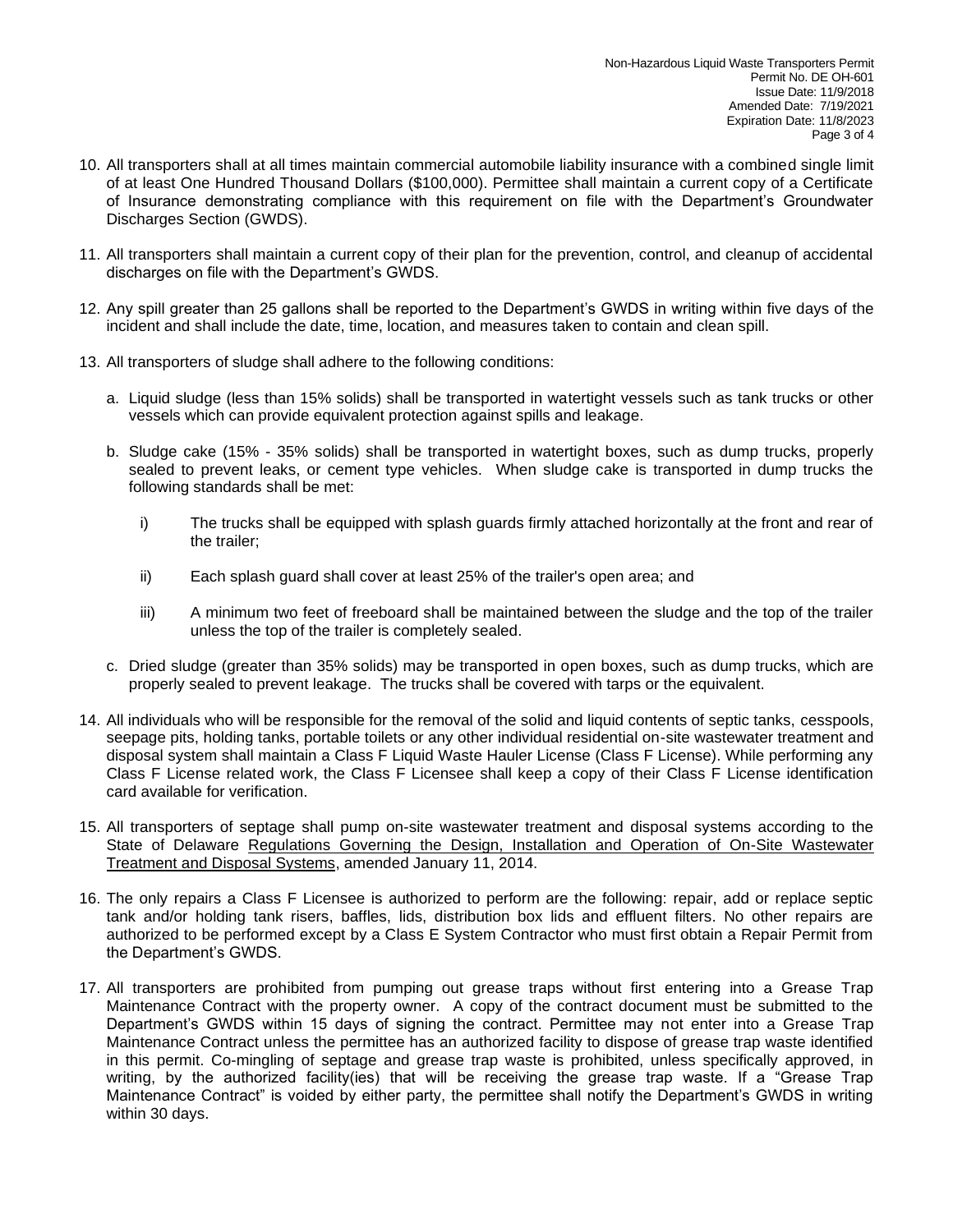10. All transporters shall at all times maintain commercial automobile liability insurance with a combined single limit of at least One Hundred Thousand Dollars ($100,000). Permittee shall maintain a current copy of a Certificate of Insurance demonstrating compliance with this requirement on file with the Department's Groundwater Discharges Section (GWDS).

11. All transporters shall maintain a current copy of their plan for the prevention, control, and cleanup of accidental discharges on file with the Department's GWDS.

12. Any spill greater than 25 gallons shall be reported to the Department's GWDS in writing within five days of the incident and shall include the date, time, location, and measures taken to contain and clean spill.

13. All transporters of sludge shall adhere to the following conditions:

    a. Liquid sludge (less than 15% solids) shall be transported in watertight vessels such as tank trucks or other vessels which can provide equivalent protection against spills and leakage.

    b. Sludge cake (15% - 35% solids) shall be transported in watertight boxes, such as dump trucks, properly sealed to prevent leaks, or cement type vehicles. When sludge cake is transported in dump trucks the following standards shall be met:

        i) The trucks shall be equipped with splash guards firmly attached horizontally at the front and rear of the trailer;

        ii) Each splash guard shall cover at least 25% of the trailer's open area; and

        iii) A minimum two feet of freeboard shall be maintained between the sludge and the top of the trailer unless the top of the trailer is completely sealed.

    c. Dried sludge (greater than 35% solids) may be transported in open boxes, such as dump trucks, which are properly sealed to prevent leakage. The trucks shall be covered with tarps or the equivalent.

14. All individuals who will be responsible for the removal of the solid and liquid contents of septic tanks, cesspools, seepage pits, holding tanks, portable toilets or any other individual residential on-site wastewater treatment and disposal system shall maintain a Class F Liquid Waste Hauler License (Class F License). While performing any Class F License related work, the Class F Licensee shall keep a copy of their Class F License identification card available for verification.

15. All transporters of septage shall pump on-site wastewater treatment and disposal systems according to the State of Delaware Regulations Governing the Design, Installation and Operation of On-Site Wastewater Treatment and Disposal Systems, amended January 11, 2014.

16. The only repairs a Class F Licensee is authorized to perform are the following: repair, add or replace septic tank and/or holding tank risers, baffles, lids, distribution box lids and effluent filters. No other repairs are authorized to be performed except by a Class E System Contractor who must first obtain a Repair Permit from the Department's GWDS.

17. All transporters are prohibited from pumping out grease traps without first entering into a Grease Trap Maintenance Contract with the property owner. A copy of the contract document must be submitted to the Department's GWDS within 15 days of signing the contract. Permittee may not enter into a Grease Trap Maintenance Contract unless the permittee has an authorized facility to dispose of grease trap waste identified in this permit. Co-mingling of septage and grease trap waste is prohibited, unless specifically approved, in writing, by the authorized facility(ies) that will be receiving the grease trap waste. If a "Grease Trap Maintenance Contract" is voided by either party, the permittee shall notify the Department's GWDS in writing within 30 days.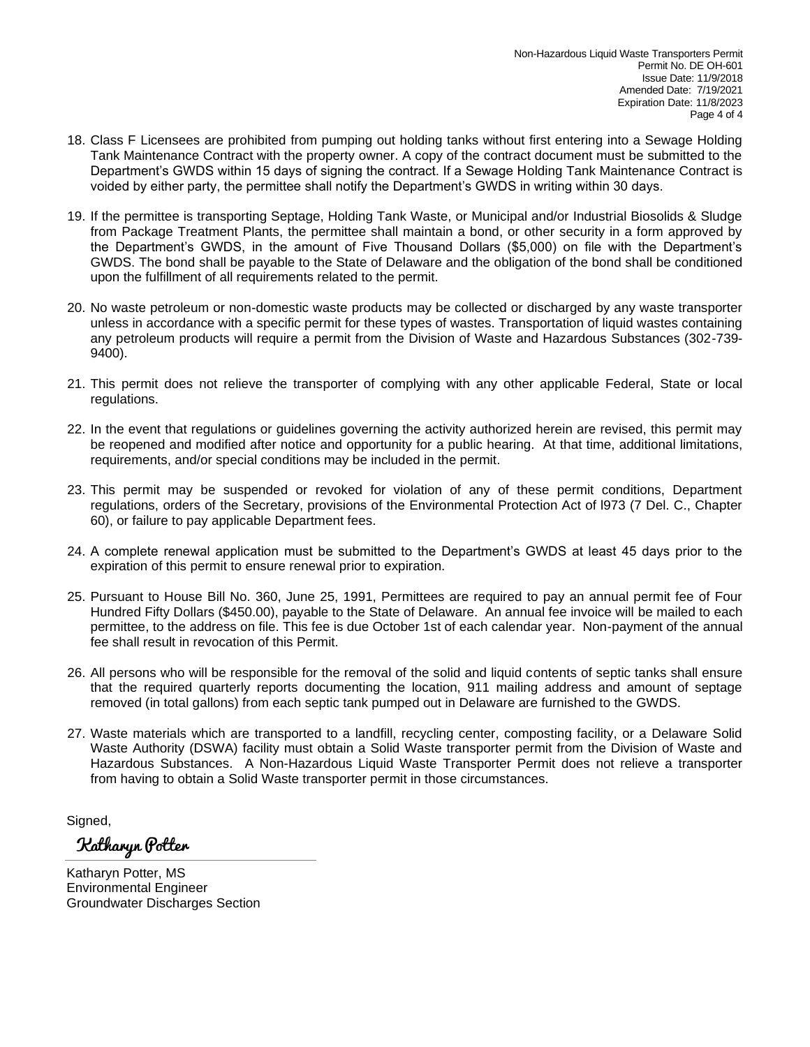18. Class F Licensees are prohibited from pumping out holding tanks without first entering into a Sewage Holding Tank Maintenance Contract with the property owner. A copy of the contract document must be submitted to the Department's GWDS within 15 days of signing the contract. If a Sewage Holding Tank Maintenance Contract is voided by either party, the permittee shall notify the Department's GWDS in writing within 30 days.

19. If the permittee is transporting Septage, Holding Tank Waste, or Municipal and/or Industrial Biosolids & Sludge from Package Treatment Plants, the permittee shall maintain a bond, or other security in a form approved by the Department's GWDS, in the amount of Five Thousand Dollars ($5,000) on file with the Department's GWDS. The bond shall be payable to the State of Delaware and the obligation of the bond shall be conditioned upon the fulfillment of all requirements related to the permit.

20. No waste petroleum or non-domestic waste products may be collected or discharged by any waste transporter unless in accordance with a specific permit for these types of wastes. Transportation of liquid wastes containing any petroleum products will require a permit from the Division of Waste and Hazardous Substances (302-739-9400).

21. This permit does not relieve the transporter of complying with any other applicable Federal, State or local regulations.

22. In the event that regulations or guidelines governing the activity authorized herein are revised, this permit may be reopened and modified after notice and opportunity for a public hearing. At that time, additional limitations, requirements, and/or special conditions may be included in the permit.

23. This permit may be suspended or revoked for violation of any of these permit conditions, Department regulations, orders of the Secretary, provisions of the Environmental Protection Act of l973 (7 Del. C., Chapter 60), or failure to pay applicable Department fees.

24. A complete renewal application must be submitted to the Department's GWDS at least 45 days prior to the expiration of this permit to ensure renewal prior to expiration.

25. Pursuant to House Bill No. 360, June 25, 1991, Permittees are required to pay an annual permit fee of Four Hundred Fifty Dollars ($450.00), payable to the State of Delaware. An annual fee invoice will be mailed to each permittee, to the address on file. This fee is due October 1st of each calendar year. Non-payment of the annual fee shall result in revocation of this Permit.

26. All persons who will be responsible for the removal of the solid and liquid contents of septic tanks shall ensure that the required quarterly reports documenting the location, 911 mailing address and amount of septage removed (in total gallons) from each septic tank pumped out in Delaware are furnished to the GWDS.

27. Waste materials which are transported to a landfill, recycling center, composting facility, or a Delaware Solid Waste Authority (DSWA) facility must obtain a Solid Waste transporter permit from the Division of Waste and Hazardous Substances. A Non-Hazardous Liquid Waste Transporter Permit does not relieve a transporter from having to obtain a Solid Waste transporter permit in those circumstances.

Signed,

Katharyn Potter

Katharyn Potter, MS
Environmental Engineer
Groundwater Discharges Section